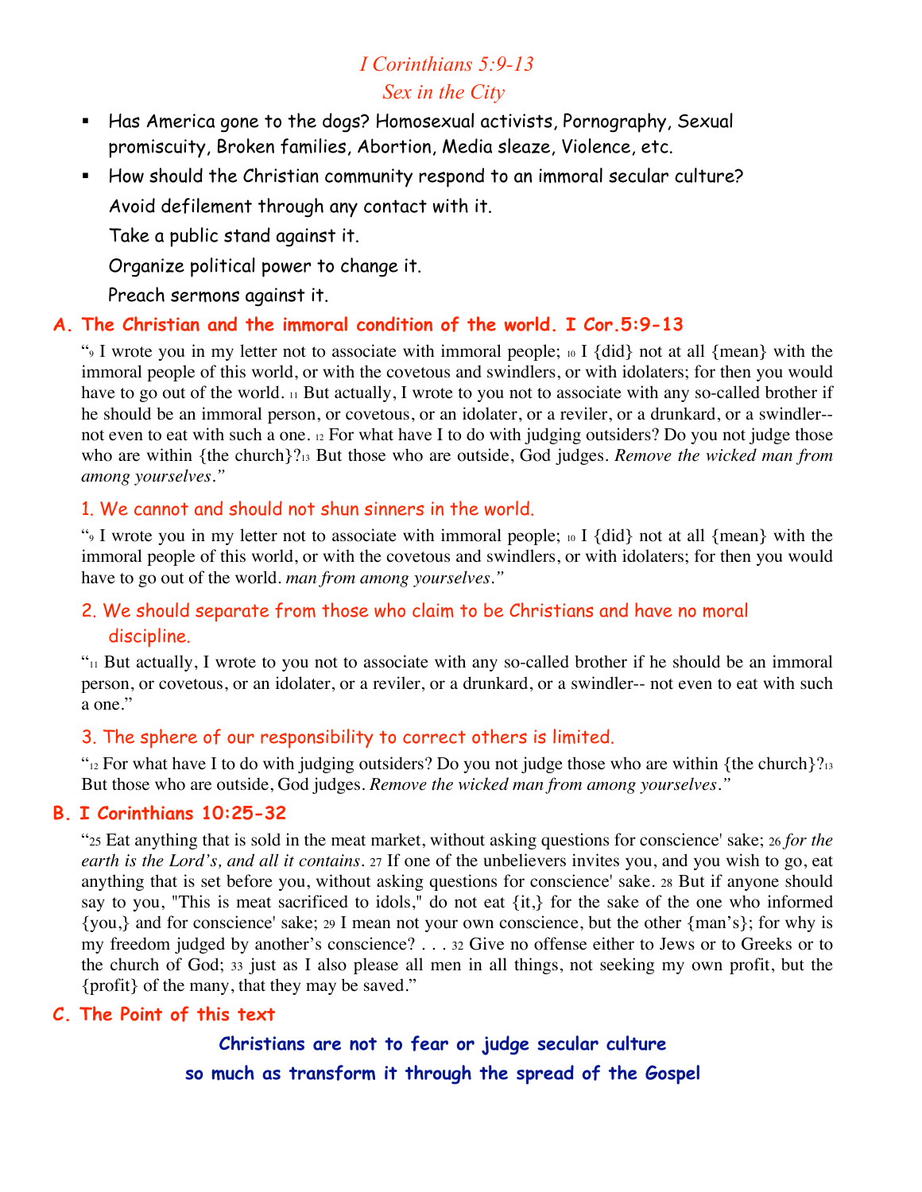# *I Corinthians 5:9-13*
## *Sex in the City*

- Has America gone to the dogs? Homosexual activists, Pornography, Sexual promiscuity, Broken families, Abortion, Media sleaze, Violence, etc.
- How should the Christian community respond to an immoral secular culture?

  Avoid defilement through any contact with it.

  Take a public stand against it.

  Organize political power to change it.

  Preach sermons against it.

## A. The Christian and the immoral condition of the world. I Cor.5:9-13

"9 I wrote you in my letter not to associate with immoral people; 10 I {did} not at all {mean} with the immoral people of this world, or with the covetous and swindlers, or with idolaters; for then you would have to go out of the world. 11 But actually, I wrote to you not to associate with any so-called brother if he should be an immoral person, or covetous, or an idolater, or a reviler, or a drunkard, or a swindler-- not even to eat with such a one. 12 For what have I to do with judging outsiders? Do you not judge those who are within {the church}?13 But those who are outside, God judges. *Remove the wicked man from among yourselves."*

### 1. We cannot and should not shun sinners in the world.

"9 I wrote you in my letter not to associate with immoral people; 10 I {did} not at all {mean} with the immoral people of this world, or with the covetous and swindlers, or with idolaters; for then you would have to go out of the world. *man from among yourselves."*

### 2. We should separate from those who claim to be Christians and have no moral discipline.

"11 But actually, I wrote to you not to associate with any so-called brother if he should be an immoral person, or covetous, or an idolater, or a reviler, or a drunkard, or a swindler-- not even to eat with such a one."

### 3. The sphere of our responsibility to correct others is limited.

"12 For what have I to do with judging outsiders? Do you not judge those who are within {the church}?13 But those who are outside, God judges. *Remove the wicked man from among yourselves."*

## B. I Corinthians 10:25-32

"25 Eat anything that is sold in the meat market, without asking questions for conscience' sake; 26 *for the earth is the Lord's, and all it contains.* 27 If one of the unbelievers invites you, and you wish to go, eat anything that is set before you, without asking questions for conscience' sake. 28 But if anyone should say to you, "This is meat sacrificed to idols," do not eat {it,} for the sake of the one who informed {you,} and for conscience' sake; 29 I mean not your own conscience, but the other {man's}; for why is my freedom judged by another's conscience? . . . 32 Give no offense either to Jews or to Greeks or to the church of God; 33 just as I also please all men in all things, not seeking my own profit, but the {profit} of the many, that they may be saved."

## C. The Point of this text

**Christians are not to fear or judge secular culture so much as transform it through the spread of the Gospel**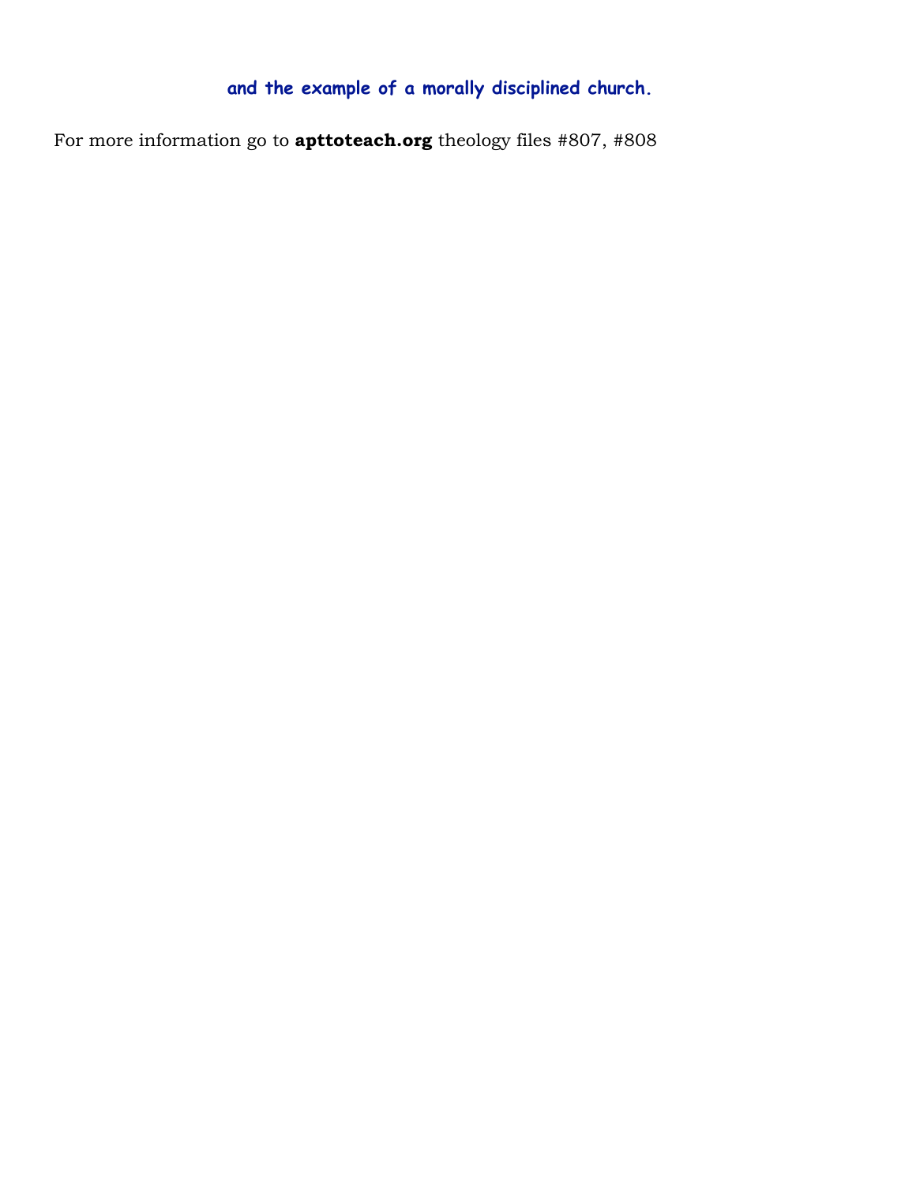**and the example of a morally disciplined church.**

For more information go to **apttoteach.org** theology files #807, #808